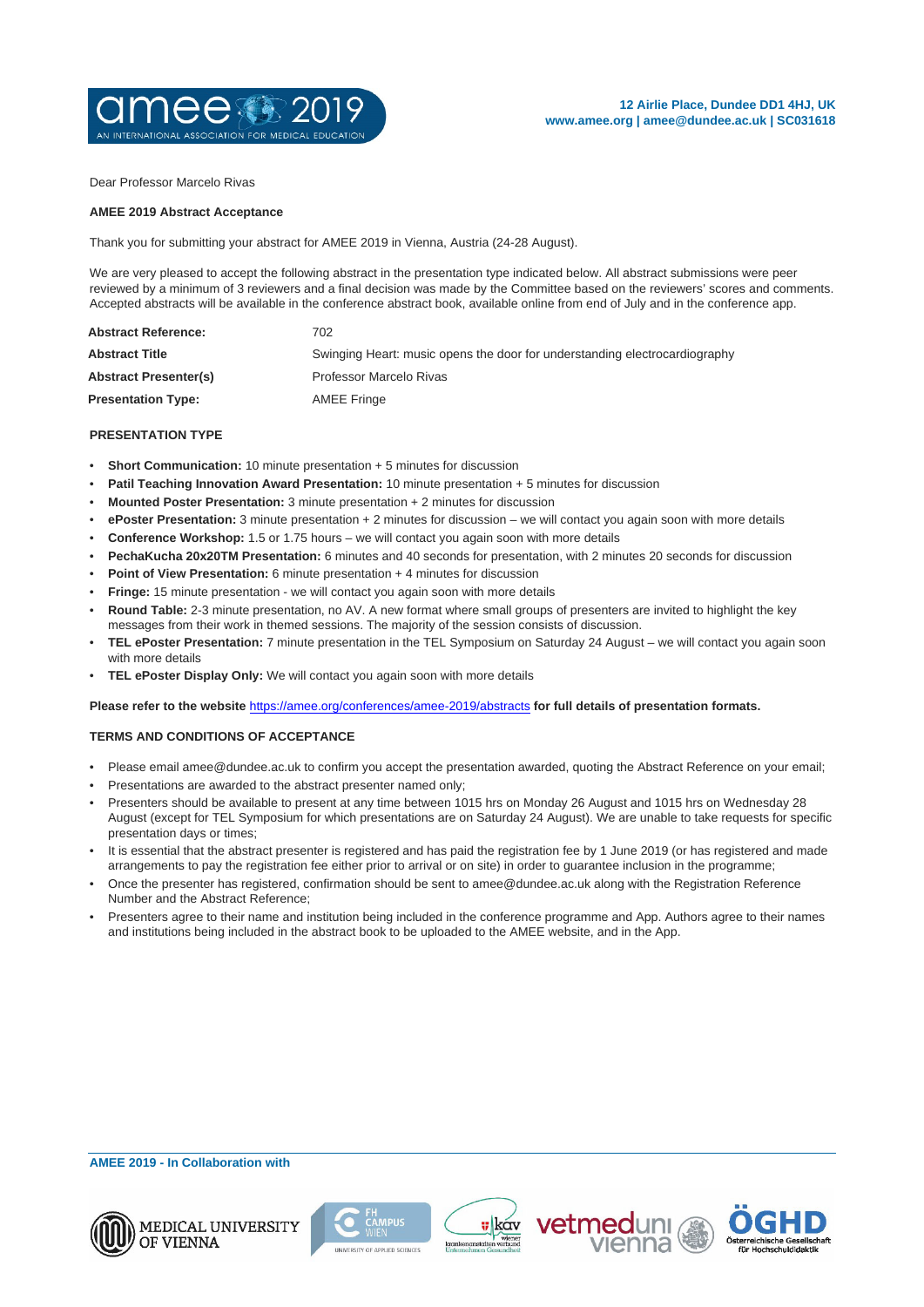12 Airlie Place, Dundee DD1 4HJ, UK
www.amee.org | amee@dundee.ac.uk | SC031618

Dear Professor Marcelo Rivas

**AMEE 2019 Abstract Acceptance**

Thank you for submitting your abstract for AMEE 2019 in Vienna, Austria (24-28 August).

We are very pleased to accept the following abstract in the presentation type indicated below. All abstract submissions were peer reviewed by a minimum of 3 reviewers and a final decision was made by the Committee based on the reviewers' scores and comments. Accepted abstracts will be available in the conference abstract book, available online from end of July and in the conference app.

| | |
|---|---|
| **Abstract Reference:** | 702 |
| **Abstract Title** | Swinging Heart: music opens the door for understanding electrocardiography |
| **Abstract Presenter(s)** | Professor Marcelo Rivas |
| **Presentation Type:** | AMEE Fringe |

**PRESENTATION TYPE**

- **Short Communication:** 10 minute presentation + 5 minutes for discussion
- **Patil Teaching Innovation Award Presentation:** 10 minute presentation + 5 minutes for discussion
- **Mounted Poster Presentation:** 3 minute presentation + 2 minutes for discussion
- **ePoster Presentation:** 3 minute presentation + 2 minutes for discussion – we will contact you again soon with more details
- **Conference Workshop:** 1.5 or 1.75 hours – we will contact you again soon with more details
- **PechaKucha 20x20TM Presentation:** 6 minutes and 40 seconds for presentation, with 2 minutes 20 seconds for discussion
- **Point of View Presentation:** 6 minute presentation + 4 minutes for discussion
- **Fringe:** 15 minute presentation - we will contact you again soon with more details
- **Round Table:** 2-3 minute presentation, no AV. A new format where small groups of presenters are invited to highlight the key messages from their work in themed sessions. The majority of the session consists of discussion.
- **TEL ePoster Presentation:** 7 minute presentation in the TEL Symposium on Saturday 24 August – we will contact you again soon with more details
- **TEL ePoster Display Only:** We will contact you again soon with more details

**Please refer to the website** https://amee.org/conferences/amee-2019/abstracts **for full details of presentation formats.**

**TERMS AND CONDITIONS OF ACCEPTANCE**

- Please email amee@dundee.ac.uk to confirm you accept the presentation awarded, quoting the Abstract Reference on your email;
- Presentations are awarded to the abstract presenter named only;
- Presenters should be available to present at any time between 1015 hrs on Monday 26 August and 1015 hrs on Wednesday 28 August (except for TEL Symposium for which presentations are on Saturday 24 August). We are unable to take requests for specific presentation days or times;
- It is essential that the abstract presenter is registered and has paid the registration fee by 1 June 2019 (or has registered and made arrangements to pay the registration fee either prior to arrival or on site) in order to guarantee inclusion in the programme;
- Once the presenter has registered, confirmation should be sent to amee@dundee.ac.uk along with the Registration Reference Number and the Abstract Reference;
- Presenters agree to their name and institution being included in the conference programme and App. Authors agree to their names and institutions being included in the abstract book to be uploaded to the AMEE website, and in the App.

**AMEE 2019 - In Collaboration with**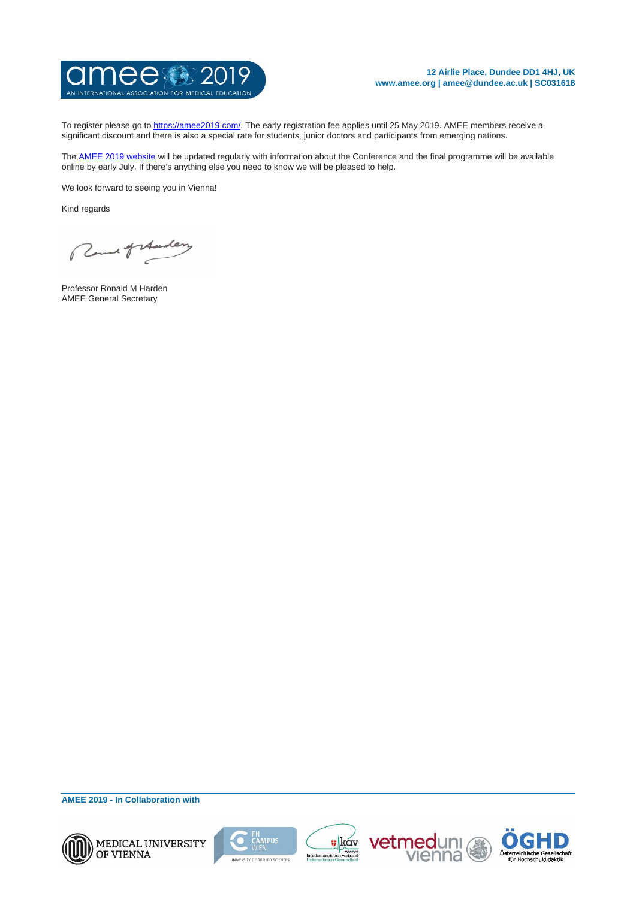12 Airlie Place, Dundee DD1 4HJ, UK
www.amee.org | amee@dundee.ac.uk | SC031618

To register please go to https://amee2019.com/. The early registration fee applies until 25 May 2019. AMEE members receive a significant discount and there is also a special rate for students, junior doctors and participants from emerging nations.

The AMEE 2019 website will be updated regularly with information about the Conference and the final programme will be available online by early July. If there's anything else you need to know we will be pleased to help.

We look forward to seeing you in Vienna!

Kind regards

Professor Ronald M Harden
AMEE General Secretary

**AMEE 2019 - In Collaboration with**